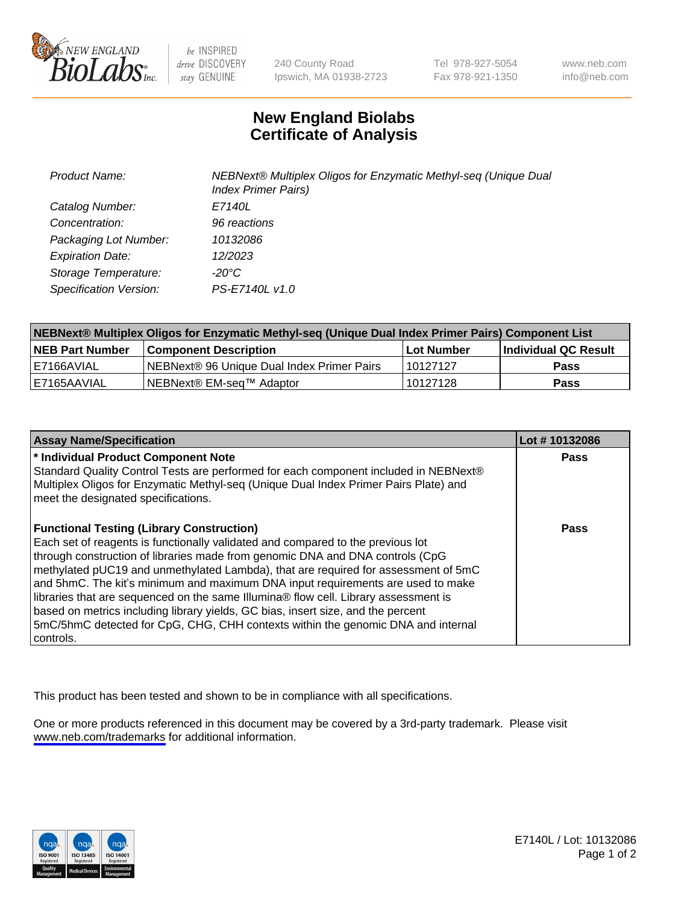New England Biolabs Inc. | be INSPIRED drive DISCOVERY stay GENUINE | 240 County Road Ipswich, MA 01938-2723 | Tel 978-927-5054 Fax 978-921-1350 | www.neb.com info@neb.com

# New England Biolabs
# Certificate of Analysis

| | |
|---|---|
| *Product Name:* | *NEBNext® Multiplex Oligos for Enzymatic Methyl-seq (Unique Dual Index Primer Pairs)* |
| *Catalog Number:* | *E7140L* |
| *Concentration:* | *96 reactions* |
| *Packaging Lot Number:* | *10132086* |
| *Expiration Date:* | *12/2023* |
| *Storage Temperature:* | *-20°C* |
| *Specification Version:* | *PS-E7140L v1.0* |

| NEBNext® Multiplex Oligos for Enzymatic Methyl-seq (Unique Dual Index Primer Pairs) Component List | | | |
|---|---|---|---|
| **NEB Part Number** | **Component Description** | **Lot Number** | **Individual QC Result** |
| E7166AVIAL | NEBNext® 96 Unique Dual Index Primer Pairs | 10127127 | **Pass** |
| E7165AAVIAL | NEBNext® EM-seq™ Adaptor | 10127128 | **Pass** |

| Assay Name/Specification | Lot # 10132086 |
|---|---|
| **\* Individual Product Component Note**<br>Standard Quality Control Tests are performed for each component included in NEBNext® Multiplex Oligos for Enzymatic Methyl-seq (Unique Dual Index Primer Pairs Plate) and meet the designated specifications. | **Pass** |
| **Functional Testing (Library Construction)**<br>Each set of reagents is functionally validated and compared to the previous lot through construction of libraries made from genomic DNA and DNA controls (CpG methylated pUC19 and unmethylated Lambda), that are required for assessment of 5mC and 5hmC. The kit's minimum and maximum DNA input requirements are used to make libraries that are sequenced on the same Illumina® flow cell. Library assessment is based on metrics including library yields, GC bias, insert size, and the percent 5mC/5hmC detected for CpG, CHG, CHH contexts within the genomic DNA and internal controls. | **Pass** |

This product has been tested and shown to be in compliance with all specifications.

One or more products referenced in this document may be covered by a 3rd-party trademark. Please visit www.neb.com/trademarks for additional information.

E7140L / Lot: 10132086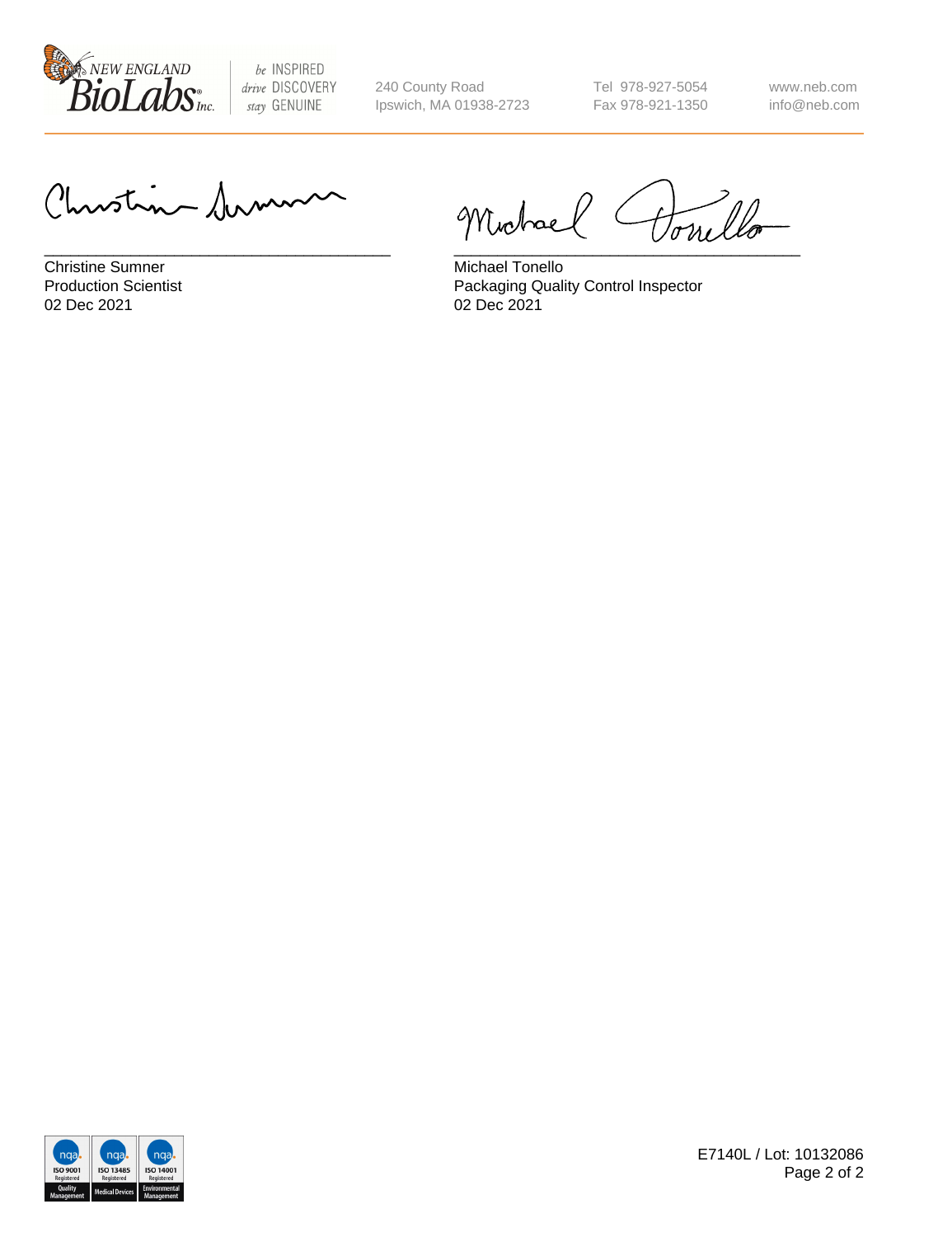Christine Sumner
Production Scientist
02 Dec 2021

Michael Tonello
Packaging Quality Control Inspector
02 Dec 2021

E7140L / Lot: 10132086